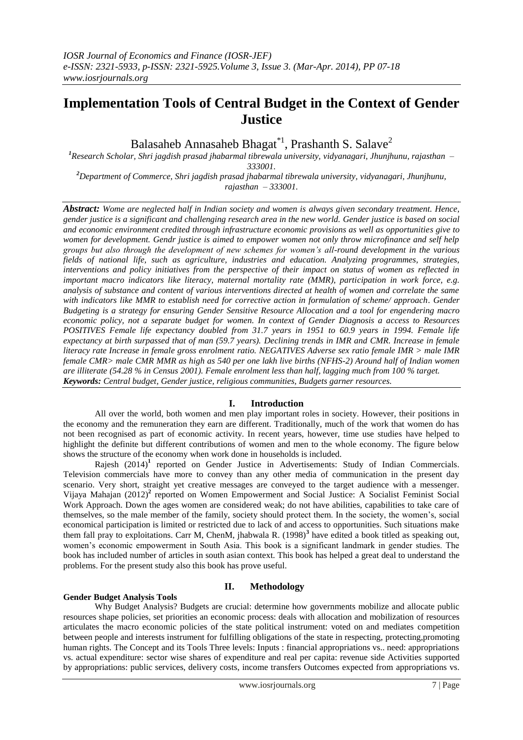# Implementation Tools of Central Budget in the Context of Gender Justice

Balasaheb Annasaheb Bhagat[*1], Prashanth S. Salave[2]

[1]Research Scholar, Shri jagdish prasad jhabarmal tibrewala university, vidyanagari, Jhunjhunu, rajasthan – 333001.

[2]Department of Commerce, Shri jagdish prasad jhabarmal tibrewala university, vidyanagari, Jhunjhunu, rajasthan – 333001.

***Abstract:*** *Wome are neglected half in Indian society and women is always given secondary treatment. Hence, gender justice is a significant and challenging research area in the new world. Gender justice is based on social and economic environment credited through infrastructure economic provisions as well as opportunities give to women for development. Gendr justice is aimed to empower women not only throw microfinance and self help groups but also through the development of new schemes for women's all-round development in the various fields of national life, such as agriculture, industries and education. Analyzing programmes, strategies, interventions and policy initiatives from the perspective of their impact on status of women as reflected in important macro indicators like literacy, maternal mortality rate (MMR), participation in work force, e.g. analysis of substance and content of various interventions directed at health of women and correlate the same with indicators like MMR to establish need for corrective action in formulation of scheme/ approach. Gender Budgeting is a strategy for ensuring Gender Sensitive Resource Allocation and a tool for engendering macro economic policy, not a separate budget for women. In context of Gender Diagnosis a access to Resources POSITIVES Female life expectancy doubled from 31.7 years in 1951 to 60.9 years in 1994. Female life expectancy at birth surpassed that of man (59.7 years). Declining trends in IMR and CMR. Increase in female literacy rate Increase in female gross enrolment ratio. NEGATIVES Adverse sex ratio female IMR > male IMR female CMR> male CMR MMR as high as 540 per one lakh live births (NFHS-2) Around half of Indian women are illiterate (54.28 % in Census 2001). Female enrolment less than half, lagging much from 100 % target.*

***Keywords:*** *Central budget, Gender justice, religious communities, Budgets garner resources.*

## I. Introduction

All over the world, both women and men play important roles in society. However, their positions in the economy and the remuneration they earn are different. Traditionally, much of the work that women do has not been recognised as part of economic activity. In recent years, however, time use studies have helped to highlight the definite but different contributions of women and men to the whole economy. The figure below shows the structure of the economy when work done in households is included.

Rajesh (2014)[1] reported on Gender Justice in Advertisements: Study of Indian Commercials. Television commercials have more to convey than any other media of communication in the present day scenario. Very short, straight yet creative messages are conveyed to the target audience with a messenger. Vijaya Mahajan (2012)[2] reported on Women Empowerment and Social Justice: A Socialist Feminist Social Work Approach. Down the ages women are considered weak; do not have abilities, capabilities to take care of themselves, so the male member of the family, society should protect them. In the society, the women's, social economical participation is limited or restricted due to lack of and access to opportunities. Such situations make them fall pray to exploitations. Carr M, ChenM, jhabwala R. (1998)[3] have edited a book titled as speaking out, women's economic empowerment in South Asia. This book is a significant landmark in gender studies. The book has included number of articles in south asian context. This book has helped a great deal to understand the problems. For the present study also this book has prove useful.

## II. Methodology

**Gender Budget Analysis Tools**

Why Budget Analysis? Budgets are crucial: determine how governments mobilize and allocate public resources shape policies, set priorities an economic process: deals with allocation and mobilization of resources articulates the macro economic policies of the state political instrument: voted on and mediates competition between people and interests instrument for fulfilling obligations of the state in respecting, protecting,promoting human rights. The Concept and its Tools Three levels: Inputs : financial appropriations vs.. need: appropriations vs. actual expenditure: sector wise shares of expenditure and real per capita: revenue side Activities supported by appropriations: public services, delivery costs, income transfers Outcomes expected from appropriations vs.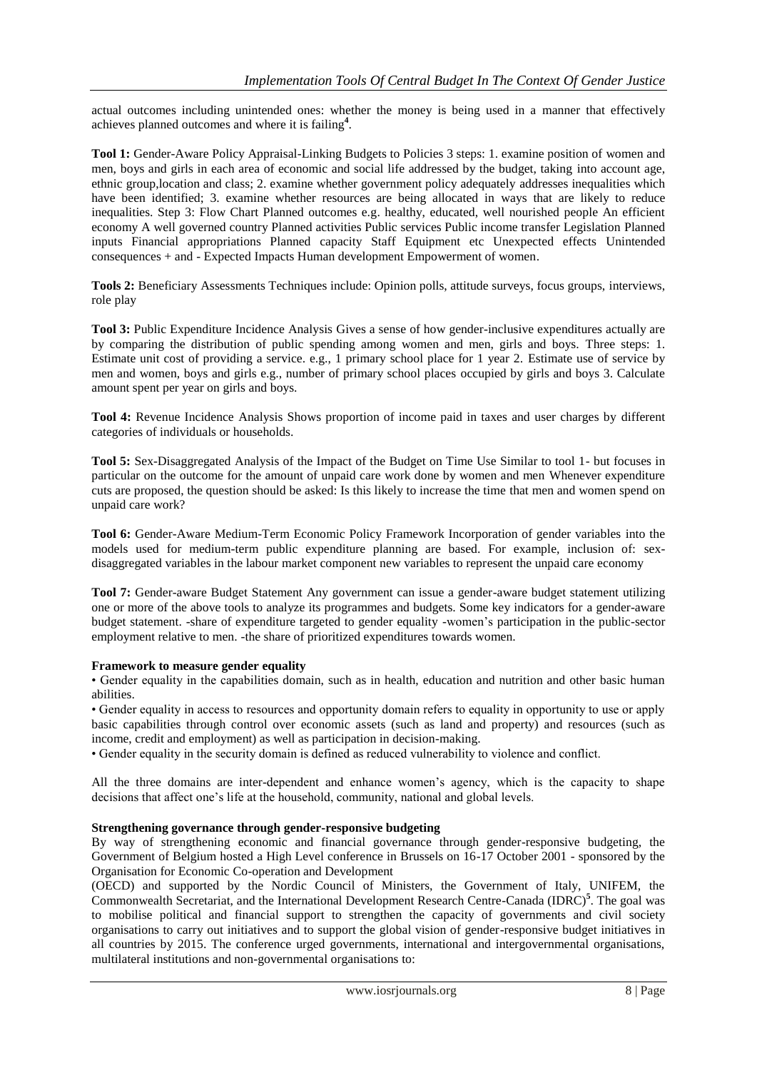actual outcomes including unintended ones: whether the money is being used in a manner that effectively achieves planned outcomes and where it is failing[4].

**Tool 1:** Gender-Aware Policy Appraisal-Linking Budgets to Policies 3 steps: 1. examine position of women and men, boys and girls in each area of economic and social life addressed by the budget, taking into account age, ethnic group,location and class; 2. examine whether government policy adequately addresses inequalities which have been identified; 3. examine whether resources are being allocated in ways that are likely to reduce inequalities. Step 3: Flow Chart Planned outcomes e.g. healthy, educated, well nourished people An efficient economy A well governed country Planned activities Public services Public income transfer Legislation Planned inputs Financial appropriations Planned capacity Staff Equipment etc Unexpected effects Unintended consequences + and - Expected Impacts Human development Empowerment of women.

**Tools 2:** Beneficiary Assessments Techniques include: Opinion polls, attitude surveys, focus groups, interviews, role play

**Tool 3:** Public Expenditure Incidence Analysis Gives a sense of how gender-inclusive expenditures actually are by comparing the distribution of public spending among women and men, girls and boys. Three steps: 1. Estimate unit cost of providing a service. e.g., 1 primary school place for 1 year 2. Estimate use of service by men and women, boys and girls e.g., number of primary school places occupied by girls and boys 3. Calculate amount spent per year on girls and boys.

**Tool 4:** Revenue Incidence Analysis Shows proportion of income paid in taxes and user charges by different categories of individuals or households.

**Tool 5:** Sex-Disaggregated Analysis of the Impact of the Budget on Time Use Similar to tool 1- but focuses in particular on the outcome for the amount of unpaid care work done by women and men Whenever expenditure cuts are proposed, the question should be asked: Is this likely to increase the time that men and women spend on unpaid care work?

**Tool 6:** Gender-Aware Medium-Term Economic Policy Framework Incorporation of gender variables into the models used for medium-term public expenditure planning are based. For example, inclusion of: sex-disaggregated variables in the labour market component new variables to represent the unpaid care economy

**Tool 7:** Gender-aware Budget Statement Any government can issue a gender-aware budget statement utilizing one or more of the above tools to analyze its programmes and budgets. Some key indicators for a gender-aware budget statement. -share of expenditure targeted to gender equality -women's participation in the public-sector employment relative to men. -the share of prioritized expenditures towards women.

**Framework to measure gender equality**

- Gender equality in the capabilities domain, such as in health, education and nutrition and other basic human abilities.
- Gender equality in access to resources and opportunity domain refers to equality in opportunity to use or apply basic capabilities through control over economic assets (such as land and property) and resources (such as income, credit and employment) as well as participation in decision-making.
- Gender equality in the security domain is defined as reduced vulnerability to violence and conflict.

All the three domains are inter-dependent and enhance women's agency, which is the capacity to shape decisions that affect one's life at the household, community, national and global levels.

**Strengthening governance through gender-responsive budgeting**

By way of strengthening economic and financial governance through gender-responsive budgeting, the Government of Belgium hosted a High Level conference in Brussels on 16-17 October 2001 - sponsored by the Organisation for Economic Co-operation and Development (OECD) and supported by the Nordic Council of Ministers, the Government of Italy, UNIFEM, the Commonwealth Secretariat, and the International Development Research Centre-Canada (IDRC)[5]. The goal was to mobilise political and financial support to strengthen the capacity of governments and civil society organisations to carry out initiatives and to support the global vision of gender-responsive budget initiatives in all countries by 2015. The conference urged governments, international and intergovernmental organisations, multilateral institutions and non-governmental organisations to: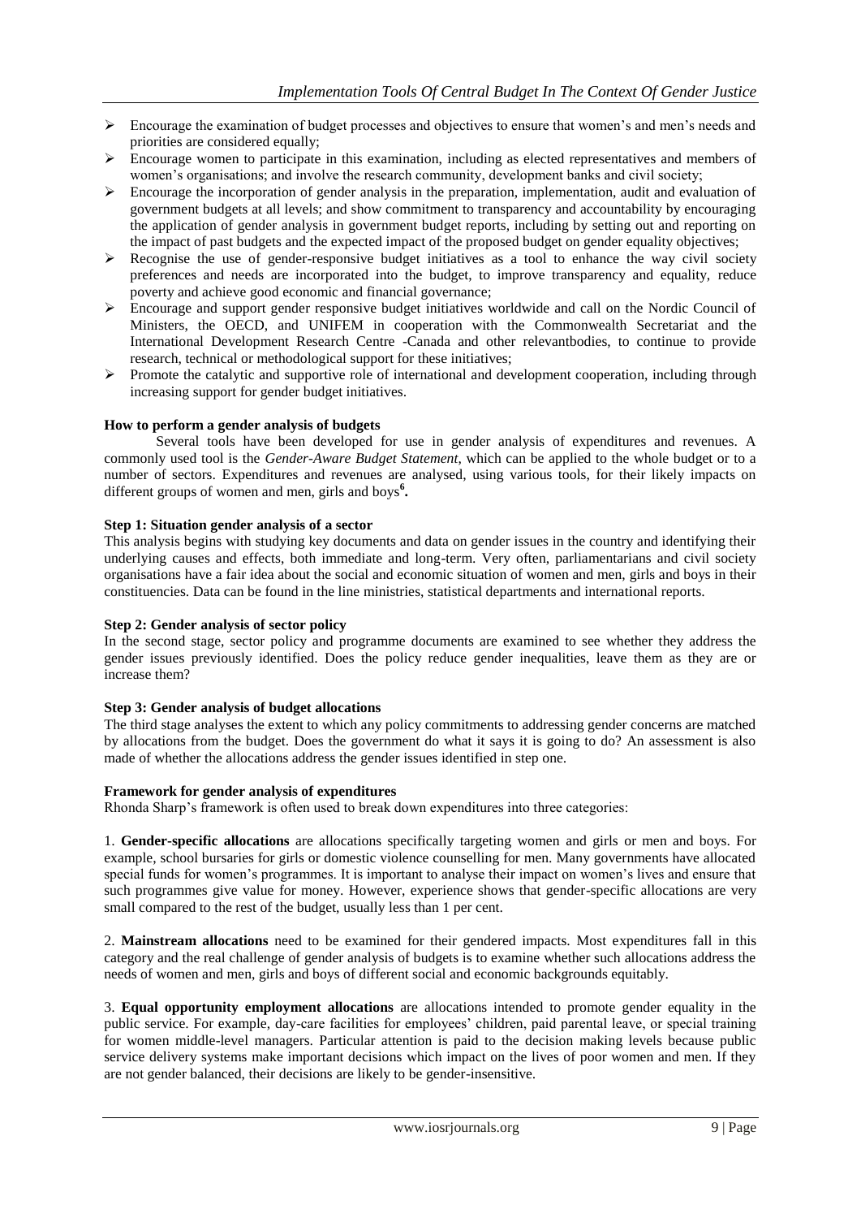- Encourage the examination of budget processes and objectives to ensure that women's and men's needs and priorities are considered equally;
- Encourage women to participate in this examination, including as elected representatives and members of women's organisations; and involve the research community, development banks and civil society;
- Encourage the incorporation of gender analysis in the preparation, implementation, audit and evaluation of government budgets at all levels; and show commitment to transparency and accountability by encouraging the application of gender analysis in government budget reports, including by setting out and reporting on the impact of past budgets and the expected impact of the proposed budget on gender equality objectives;
- Recognise the use of gender-responsive budget initiatives as a tool to enhance the way civil society preferences and needs are incorporated into the budget, to improve transparency and equality, reduce poverty and achieve good economic and financial governance;
- Encourage and support gender responsive budget initiatives worldwide and call on the Nordic Council of Ministers, the OECD, and UNIFEM in cooperation with the Commonwealth Secretariat and the International Development Research Centre -Canada and other relevantbodies, to continue to provide research, technical or methodological support for these initiatives;
- Promote the catalytic and supportive role of international and development cooperation, including through increasing support for gender budget initiatives.

**How to perform a gender analysis of budgets**

Several tools have been developed for use in gender analysis of expenditures and revenues. A commonly used tool is the *Gender-Aware Budget Statement,* which can be applied to the whole budget or to a number of sectors. Expenditures and revenues are analysed, using various tools, for their likely impacts on different groups of women and men, girls and boys[6].

**Step 1: Situation gender analysis of a sector**

This analysis begins with studying key documents and data on gender issues in the country and identifying their underlying causes and effects, both immediate and long-term. Very often, parliamentarians and civil society organisations have a fair idea about the social and economic situation of women and men, girls and boys in their constituencies. Data can be found in the line ministries, statistical departments and international reports.

**Step 2: Gender analysis of sector policy**

In the second stage, sector policy and programme documents are examined to see whether they address the gender issues previously identified. Does the policy reduce gender inequalities, leave them as they are or increase them?

**Step 3: Gender analysis of budget allocations**

The third stage analyses the extent to which any policy commitments to addressing gender concerns are matched by allocations from the budget. Does the government do what it says it is going to do? An assessment is also made of whether the allocations address the gender issues identified in step one.

**Framework for gender analysis of expenditures**

Rhonda Sharp's framework is often used to break down expenditures into three categories:

1. **Gender-specific allocations** are allocations specifically targeting women and girls or men and boys. For example, school bursaries for girls or domestic violence counselling for men. Many governments have allocated special funds for women's programmes. It is important to analyse their impact on women's lives and ensure that such programmes give value for money. However, experience shows that gender-specific allocations are very small compared to the rest of the budget, usually less than 1 per cent.

2. **Mainstream allocations** need to be examined for their gendered impacts. Most expenditures fall in this category and the real challenge of gender analysis of budgets is to examine whether such allocations address the needs of women and men, girls and boys of different social and economic backgrounds equitably.

3. **Equal opportunity employment allocations** are allocations intended to promote gender equality in the public service. For example, day-care facilities for employees' children, paid parental leave, or special training for women middle-level managers. Particular attention is paid to the decision making levels because public service delivery systems make important decisions which impact on the lives of poor women and men. If they are not gender balanced, their decisions are likely to be gender-insensitive.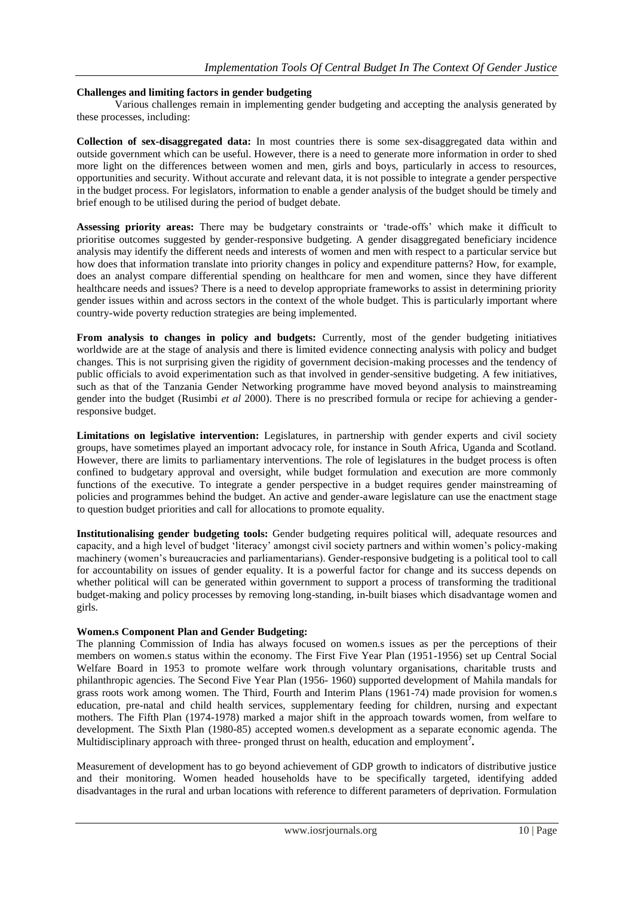**Challenges and limiting factors in gender budgeting**

Various challenges remain in implementing gender budgeting and accepting the analysis generated by these processes, including:

**Collection of sex-disaggregated data:** In most countries there is some sex-disaggregated data within and outside government which can be useful. However, there is a need to generate more information in order to shed more light on the differences between women and men, girls and boys, particularly in access to resources, opportunities and security. Without accurate and relevant data, it is not possible to integrate a gender perspective in the budget process. For legislators, information to enable a gender analysis of the budget should be timely and brief enough to be utilised during the period of budget debate.

**Assessing priority areas:** There may be budgetary constraints or 'trade-offs' which make it difficult to prioritise outcomes suggested by gender-responsive budgeting. A gender disaggregated beneficiary incidence analysis may identify the different needs and interests of women and men with respect to a particular service but how does that information translate into priority changes in policy and expenditure patterns? How, for example, does an analyst compare differential spending on healthcare for men and women, since they have different healthcare needs and issues? There is a need to develop appropriate frameworks to assist in determining priority gender issues within and across sectors in the context of the whole budget. This is particularly important where country-wide poverty reduction strategies are being implemented.

**From analysis to changes in policy and budgets:** Currently, most of the gender budgeting initiatives worldwide are at the stage of analysis and there is limited evidence connecting analysis with policy and budget changes. This is not surprising given the rigidity of government decision-making processes and the tendency of public officials to avoid experimentation such as that involved in gender-sensitive budgeting. A few initiatives, such as that of the Tanzania Gender Networking programme have moved beyond analysis to mainstreaming gender into the budget (Rusimbi *et al* 2000). There is no prescribed formula or recipe for achieving a gender-responsive budget.

**Limitations on legislative intervention:** Legislatures, in partnership with gender experts and civil society groups, have sometimes played an important advocacy role, for instance in South Africa, Uganda and Scotland. However, there are limits to parliamentary interventions. The role of legislatures in the budget process is often confined to budgetary approval and oversight, while budget formulation and execution are more commonly functions of the executive. To integrate a gender perspective in a budget requires gender mainstreaming of policies and programmes behind the budget. An active and gender-aware legislature can use the enactment stage to question budget priorities and call for allocations to promote equality.

**Institutionalising gender budgeting tools:** Gender budgeting requires political will, adequate resources and capacity, and a high level of budget 'literacy' amongst civil society partners and within women's policy-making machinery (women's bureaucracies and parliamentarians). Gender-responsive budgeting is a political tool to call for accountability on issues of gender equality. It is a powerful factor for change and its success depends on whether political will can be generated within government to support a process of transforming the traditional budget-making and policy processes by removing long-standing, in-built biases which disadvantage women and girls.

**Women.s Component Plan and Gender Budgeting:**

The planning Commission of India has always focused on women.s issues as per the perceptions of their members on women.s status within the economy. The First Five Year Plan (1951-1956) set up Central Social Welfare Board in 1953 to promote welfare work through voluntary organisations, charitable trusts and philanthropic agencies. The Second Five Year Plan (1956- 1960) supported development of Mahila mandals for grass roots work among women. The Third, Fourth and Interim Plans (1961-74) made provision for women.s education, pre-natal and child health services, supplementary feeding for children, nursing and expectant mothers. The Fifth Plan (1974-1978) marked a major shift in the approach towards women, from welfare to development. The Sixth Plan (1980-85) accepted women.s development as a separate economic agenda. The Multidisciplinary approach with three- pronged thrust on health, education and employment[7].

Measurement of development has to go beyond achievement of GDP growth to indicators of distributive justice and their monitoring. Women headed households have to be specifically targeted, identifying added disadvantages in the rural and urban locations with reference to different parameters of deprivation. Formulation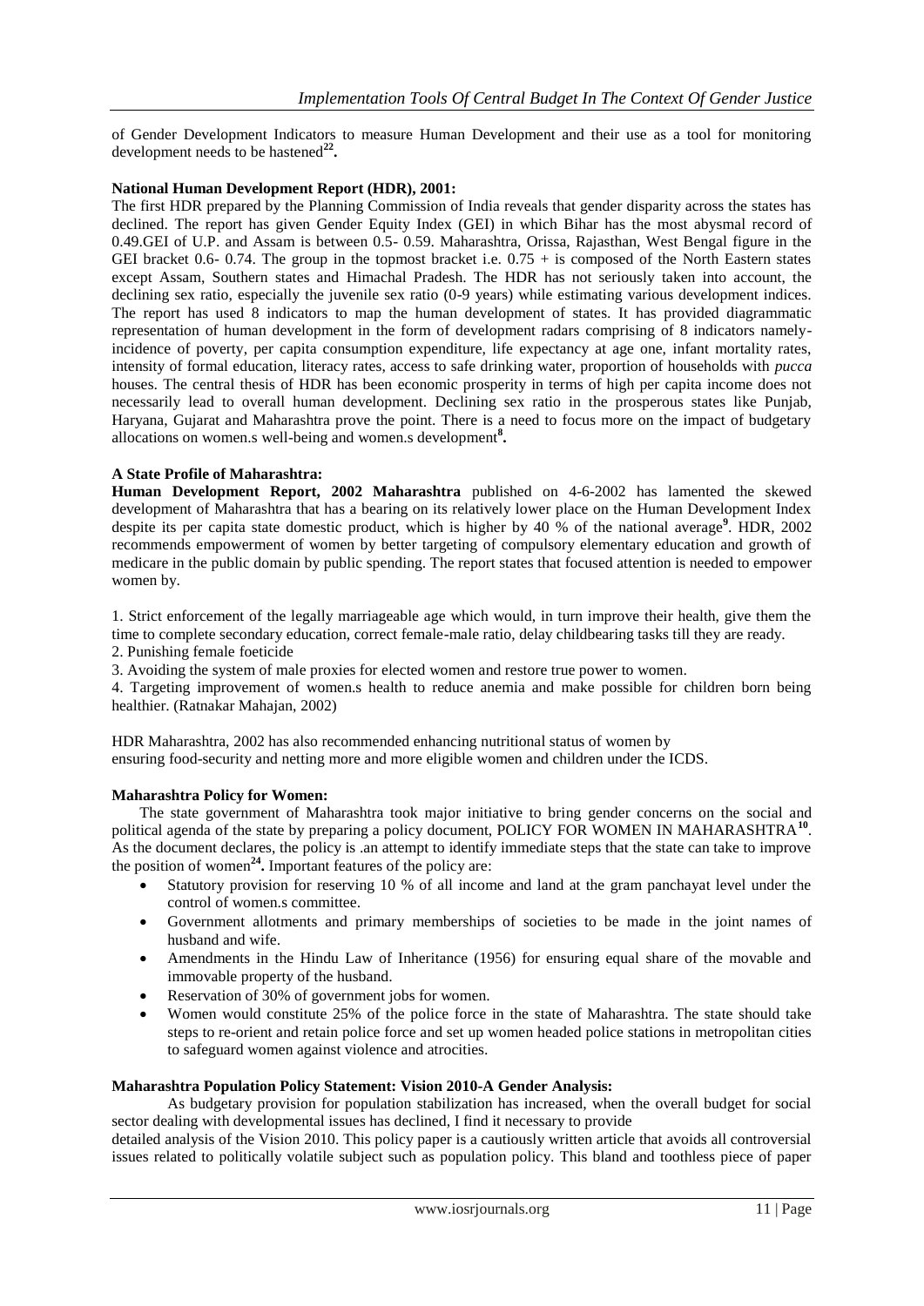of Gender Development Indicators to measure Human Development and their use as a tool for monitoring development needs to be hastened[22].

**National Human Development Report (HDR), 2001:**

The first HDR prepared by the Planning Commission of India reveals that gender disparity across the states has declined. The report has given Gender Equity Index (GEI) in which Bihar has the most abysmal record of 0.49.GEI of U.P. and Assam is between 0.5- 0.59. Maharashtra, Orissa, Rajasthan, West Bengal figure in the GEI bracket 0.6- 0.74. The group in the topmost bracket i.e. 0.75 + is composed of the North Eastern states except Assam, Southern states and Himachal Pradesh. The HDR has not seriously taken into account, the declining sex ratio, especially the juvenile sex ratio (0-9 years) while estimating various development indices. The report has used 8 indicators to map the human development of states. It has provided diagrammatic representation of human development in the form of development radars comprising of 8 indicators namely- incidence of poverty, per capita consumption expenditure, life expectancy at age one, infant mortality rates, intensity of formal education, literacy rates, access to safe drinking water, proportion of households with *pucca* houses. The central thesis of HDR has been economic prosperity in terms of high per capita income does not necessarily lead to overall human development. Declining sex ratio in the prosperous states like Punjab, Haryana, Gujarat and Maharashtra prove the point. There is a need to focus more on the impact of budgetary allocations on women.s well-being and women.s development[8].

**A State Profile of Maharashtra:**

**Human Development Report, 2002 Maharashtra** published on 4-6-2002 has lamented the skewed development of Maharashtra that has a bearing on its relatively lower place on the Human Development Index despite its per capita state domestic product, which is higher by 40 % of the national average[9]. HDR, 2002 recommends empowerment of women by better targeting of compulsory elementary education and growth of medicare in the public domain by public spending. The report states that focused attention is needed to empower women by.

1. Strict enforcement of the legally marriageable age which would, in turn improve their health, give them the time to complete secondary education, correct female-male ratio, delay childbearing tasks till they are ready.
2. Punishing female foeticide
3. Avoiding the system of male proxies for elected women and restore true power to women.
4. Targeting improvement of women.s health to reduce anemia and make possible for children born being healthier. (Ratnakar Mahajan, 2002)

HDR Maharashtra, 2002 has also recommended enhancing nutritional status of women by ensuring food-security and netting more and more eligible women and children under the ICDS.

**Maharashtra Policy for Women:**

The state government of Maharashtra took major initiative to bring gender concerns on the social and political agenda of the state by preparing a policy document, POLICY FOR WOMEN IN MAHARASHTRA[10]. As the document declares, the policy is .an attempt to identify immediate steps that the state can take to improve the position of women[24]. Important features of the policy are:

- Statutory provision for reserving 10 % of all income and land at the gram panchayat level under the control of women.s committee.
- Government allotments and primary memberships of societies to be made in the joint names of husband and wife.
- Amendments in the Hindu Law of Inheritance (1956) for ensuring equal share of the movable and immovable property of the husband.
- Reservation of 30% of government jobs for women.
- Women would constitute 25% of the police force in the state of Maharashtra. The state should take steps to re-orient and retain police force and set up women headed police stations in metropolitan cities to safeguard women against violence and atrocities.

**Maharashtra Population Policy Statement: Vision 2010-A Gender Analysis:**

As budgetary provision for population stabilization has increased, when the overall budget for social sector dealing with developmental issues has declined, I find it necessary to provide detailed analysis of the Vision 2010. This policy paper is a cautiously written article that avoids all controversial issues related to politically volatile subject such as population policy. This bland and toothless piece of paper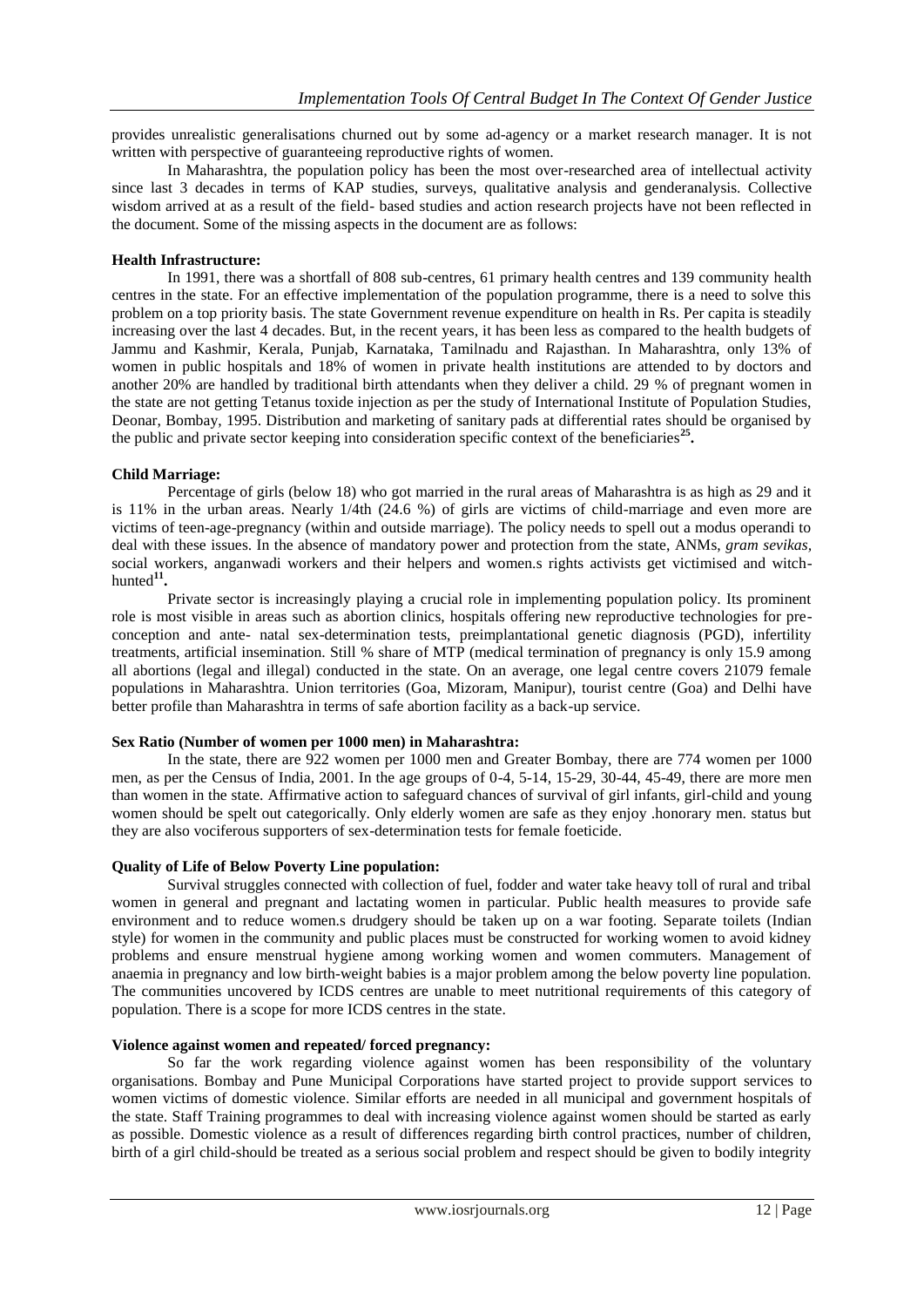provides unrealistic generalisations churned out by some ad-agency or a market research manager. It is not written with perspective of guaranteeing reproductive rights of women.

In Maharashtra, the population policy has been the most over-researched area of intellectual activity since last 3 decades in terms of KAP studies, surveys, qualitative analysis and genderanalysis. Collective wisdom arrived at as a result of the field- based studies and action research projects have not been reflected in the document. Some of the missing aspects in the document are as follows:

**Health Infrastructure:**

In 1991, there was a shortfall of 808 sub-centres, 61 primary health centres and 139 community health centres in the state. For an effective implementation of the population programme, there is a need to solve this problem on a top priority basis. The state Government revenue expenditure on health in Rs. Per capita is steadily increasing over the last 4 decades. But, in the recent years, it has been less as compared to the health budgets of Jammu and Kashmir, Kerala, Punjab, Karnataka, Tamilnadu and Rajasthan. In Maharashtra, only 13% of women in public hospitals and 18% of women in private health institutions are attended to by doctors and another 20% are handled by traditional birth attendants when they deliver a child. 29 % of pregnant women in the state are not getting Tetanus toxide injection as per the study of International Institute of Population Studies, Deonar, Bombay, 1995. Distribution and marketing of sanitary pads at differential rates should be organised by the public and private sector keeping into consideration specific context of the beneficiaries[25].

**Child Marriage:**

Percentage of girls (below 18) who got married in the rural areas of Maharashtra is as high as 29 and it is 11% in the urban areas. Nearly 1/4th (24.6 %) of girls are victims of child-marriage and even more are victims of teen-age-pregnancy (within and outside marriage). The policy needs to spell out a modus operandi to deal with these issues. In the absence of mandatory power and protection from the state, ANMs, *gram sevikas*, social workers, anganwadi workers and their helpers and women.s rights activists get victimised and witch-hunted[11].

Private sector is increasingly playing a crucial role in implementing population policy. Its prominent role is most visible in areas such as abortion clinics, hospitals offering new reproductive technologies for pre-conception and ante- natal sex-determination tests, preimplantational genetic diagnosis (PGD), infertility treatments, artificial insemination. Still % share of MTP (medical termination of pregnancy is only 15.9 among all abortions (legal and illegal) conducted in the state. On an average, one legal centre covers 21079 female populations in Maharashtra. Union territories (Goa, Mizoram, Manipur), tourist centre (Goa) and Delhi have better profile than Maharashtra in terms of safe abortion facility as a back-up service.

**Sex Ratio (Number of women per 1000 men) in Maharashtra:**

In the state, there are 922 women per 1000 men and Greater Bombay, there are 774 women per 1000 men, as per the Census of India, 2001. In the age groups of 0-4, 5-14, 15-29, 30-44, 45-49, there are more men than women in the state. Affirmative action to safeguard chances of survival of girl infants, girl-child and young women should be spelt out categorically. Only elderly women are safe as they enjoy .honorary men. status but they are also vociferous supporters of sex-determination tests for female foeticide.

**Quality of Life of Below Poverty Line population:**

Survival struggles connected with collection of fuel, fodder and water take heavy toll of rural and tribal women in general and pregnant and lactating women in particular. Public health measures to provide safe environment and to reduce women.s drudgery should be taken up on a war footing. Separate toilets (Indian style) for women in the community and public places must be constructed for working women to avoid kidney problems and ensure menstrual hygiene among working women and women commuters. Management of anaemia in pregnancy and low birth-weight babies is a major problem among the below poverty line population. The communities uncovered by ICDS centres are unable to meet nutritional requirements of this category of population. There is a scope for more ICDS centres in the state.

**Violence against women and repeated/ forced pregnancy:**

So far the work regarding violence against women has been responsibility of the voluntary organisations. Bombay and Pune Municipal Corporations have started project to provide support services to women victims of domestic violence. Similar efforts are needed in all municipal and government hospitals of the state. Staff Training programmes to deal with increasing violence against women should be started as early as possible. Domestic violence as a result of differences regarding birth control practices, number of children, birth of a girl child-should be treated as a serious social problem and respect should be given to bodily integrity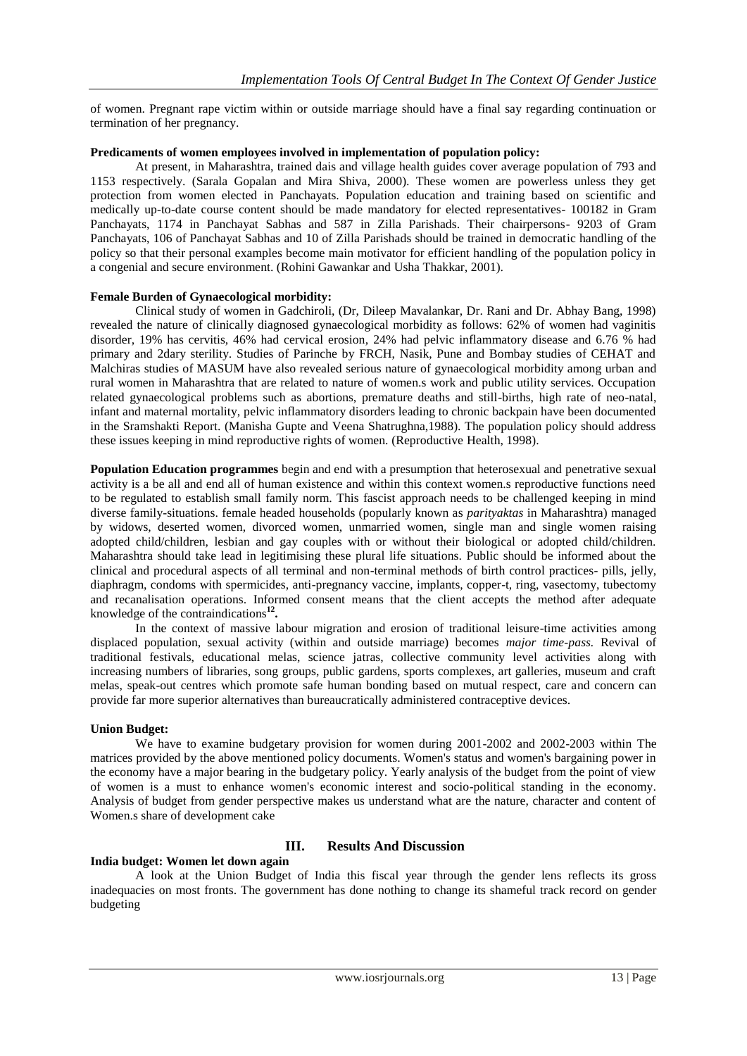of women. Pregnant rape victim within or outside marriage should have a final say regarding continuation or termination of her pregnancy.

**Predicaments of women employees involved in implementation of population policy:**

At present, in Maharashtra, trained dais and village health guides cover average population of 793 and 1153 respectively. (Sarala Gopalan and Mira Shiva, 2000). These women are powerless unless they get protection from women elected in Panchayats. Population education and training based on scientific and medically up-to-date course content should be made mandatory for elected representatives- 100182 in Gram Panchayats, 1174 in Panchayat Sabhas and 587 in Zilla Parishads. Their chairpersons- 9203 of Gram Panchayats, 106 of Panchayat Sabhas and 10 of Zilla Parishads should be trained in democratic handling of the policy so that their personal examples become main motivator for efficient handling of the population policy in a congenial and secure environment. (Rohini Gawankar and Usha Thakkar, 2001).

**Female Burden of Gynaecological morbidity:**

Clinical study of women in Gadchiroli, (Dr, Dileep Mavalankar, Dr. Rani and Dr. Abhay Bang, 1998) revealed the nature of clinically diagnosed gynaecological morbidity as follows: 62% of women had vaginitis disorder, 19% has cervitis, 46% had cervical erosion, 24% had pelvic inflammatory disease and 6.76 % had primary and 2dary sterility. Studies of Parinche by FRCH, Nasik, Pune and Bombay studies of CEHAT and Malchiras studies of MASUM have also revealed serious nature of gynaecological morbidity among urban and rural women in Maharashtra that are related to nature of women.s work and public utility services. Occupation related gynaecological problems such as abortions, premature deaths and still-births, high rate of neo-natal, infant and maternal mortality, pelvic inflammatory disorders leading to chronic backpain have been documented in the Sramshakti Report. (Manisha Gupte and Veena Shatrughna,1988). The population policy should address these issues keeping in mind reproductive rights of women. (Reproductive Health, 1998).

**Population Education programmes** begin and end with a presumption that heterosexual and penetrative sexual activity is a be all and end all of human existence and within this context women.s reproductive functions need to be regulated to establish small family norm. This fascist approach needs to be challenged keeping in mind diverse family-situations. female headed households (popularly known as *parityaktas* in Maharashtra) managed by widows, deserted women, divorced women, unmarried women, single man and single women raising adopted child/children, lesbian and gay couples with or without their biological or adopted child/children. Maharashtra should take lead in legitimising these plural life situations. Public should be informed about the clinical and procedural aspects of all terminal and non-terminal methods of birth control practices- pills, jelly, diaphragm, condoms with spermicides, anti-pregnancy vaccine, implants, copper-t, ring, vasectomy, tubectomy and recanalisation operations. Informed consent means that the client accepts the method after adequate knowledge of the contraindications[12].

In the context of massive labour migration and erosion of traditional leisure-time activities among displaced population, sexual activity (within and outside marriage) becomes *major time-pass*. Revival of traditional festivals, educational melas, science jatras, collective community level activities along with increasing numbers of libraries, song groups, public gardens, sports complexes, art galleries, museum and craft melas, speak-out centres which promote safe human bonding based on mutual respect, care and concern can provide far more superior alternatives than bureaucratically administered contraceptive devices.

**Union Budget:**

We have to examine budgetary provision for women during 2001-2002 and 2002-2003 within The matrices provided by the above mentioned policy documents. Women's status and women's bargaining power in the economy have a major bearing in the budgetary policy. Yearly analysis of the budget from the point of view of women is a must to enhance women's economic interest and socio-political standing in the economy. Analysis of budget from gender perspective makes us understand what are the nature, character and content of Women.s share of development cake

## III. Results And Discussion

**India budget: Women let down again**

A look at the Union Budget of India this fiscal year through the gender lens reflects its gross inadequacies on most fronts. The government has done nothing to change its shameful track record on gender budgeting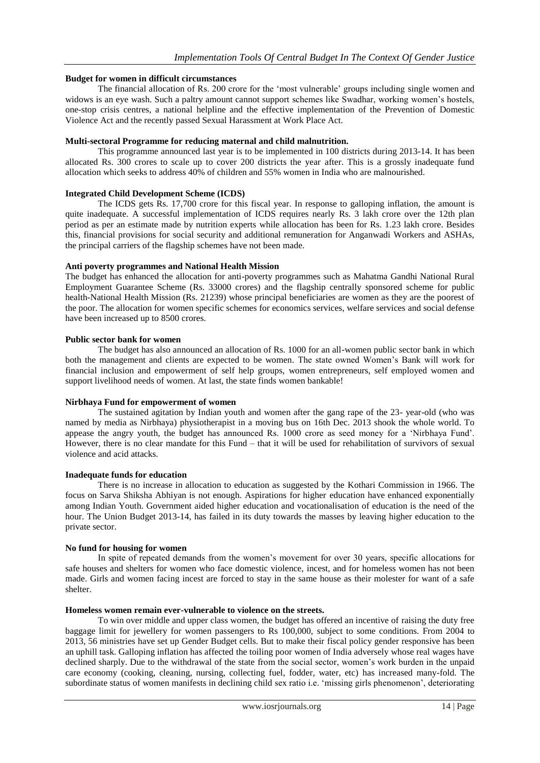**Budget for women in difficult circumstances**

The financial allocation of Rs. 200 crore for the 'most vulnerable' groups including single women and widows is an eye wash. Such a paltry amount cannot support schemes like Swadhar, working women's hostels, one-stop crisis centres, a national helpline and the effective implementation of the Prevention of Domestic Violence Act and the recently passed Sexual Harassment at Work Place Act.

**Multi-sectoral Programme for reducing maternal and child malnutrition.**

This programme announced last year is to be implemented in 100 districts during 2013-14. It has been allocated Rs. 300 crores to scale up to cover 200 districts the year after. This is a grossly inadequate fund allocation which seeks to address 40% of children and 55% women in India who are malnourished.

**Integrated Child Development Scheme (ICDS)**

The ICDS gets Rs. 17,700 crore for this fiscal year. In response to galloping inflation, the amount is quite inadequate. A successful implementation of ICDS requires nearly Rs. 3 lakh crore over the 12th plan period as per an estimate made by nutrition experts while allocation has been for Rs. 1.23 lakh crore. Besides this, financial provisions for social security and additional remuneration for Anganwadi Workers and ASHAs, the principal carriers of the flagship schemes have not been made.

**Anti poverty programmes and National Health Mission**

The budget has enhanced the allocation for anti-poverty programmes such as Mahatma Gandhi National Rural Employment Guarantee Scheme (Rs. 33000 crores) and the flagship centrally sponsored scheme for public health-National Health Mission (Rs. 21239) whose principal beneficiaries are women as they are the poorest of the poor. The allocation for women specific schemes for economics services, welfare services and social defense have been increased up to 8500 crores.

**Public sector bank for women**

The budget has also announced an allocation of Rs. 1000 for an all-women public sector bank in which both the management and clients are expected to be women. The state owned Women's Bank will work for financial inclusion and empowerment of self help groups, women entrepreneurs, self employed women and support livelihood needs of women. At last, the state finds women bankable!

**Nirbhaya Fund for empowerment of women**

The sustained agitation by Indian youth and women after the gang rape of the 23- year-old (who was named by media as Nirbhaya) physiotherapist in a moving bus on 16th Dec. 2013 shook the whole world. To appease the angry youth, the budget has announced Rs. 1000 crore as seed money for a 'Nirbhaya Fund'. However, there is no clear mandate for this Fund – that it will be used for rehabilitation of survivors of sexual violence and acid attacks.

**Inadequate funds for education**

There is no increase in allocation to education as suggested by the Kothari Commission in 1966. The focus on Sarva Shiksha Abhiyan is not enough. Aspirations for higher education have enhanced exponentially among Indian Youth. Government aided higher education and vocationalisation of education is the need of the hour. The Union Budget 2013-14, has failed in its duty towards the masses by leaving higher education to the private sector.

**No fund for housing for women**

In spite of repeated demands from the women's movement for over 30 years, specific allocations for safe houses and shelters for women who face domestic violence, incest, and for homeless women has not been made. Girls and women facing incest are forced to stay in the same house as their molester for want of a safe shelter.

**Homeless women remain ever-vulnerable to violence on the streets.**

To win over middle and upper class women, the budget has offered an incentive of raising the duty free baggage limit for jewellery for women passengers to Rs 100,000, subject to some conditions. From 2004 to 2013, 56 ministries have set up Gender Budget cells. But to make their fiscal policy gender responsive has been an uphill task. Galloping inflation has affected the toiling poor women of India adversely whose real wages have declined sharply. Due to the withdrawal of the state from the social sector, women's work burden in the unpaid care economy (cooking, cleaning, nursing, collecting fuel, fodder, water, etc) has increased many-fold. The subordinate status of women manifests in declining child sex ratio i.e. 'missing girls phenomenon', deteriorating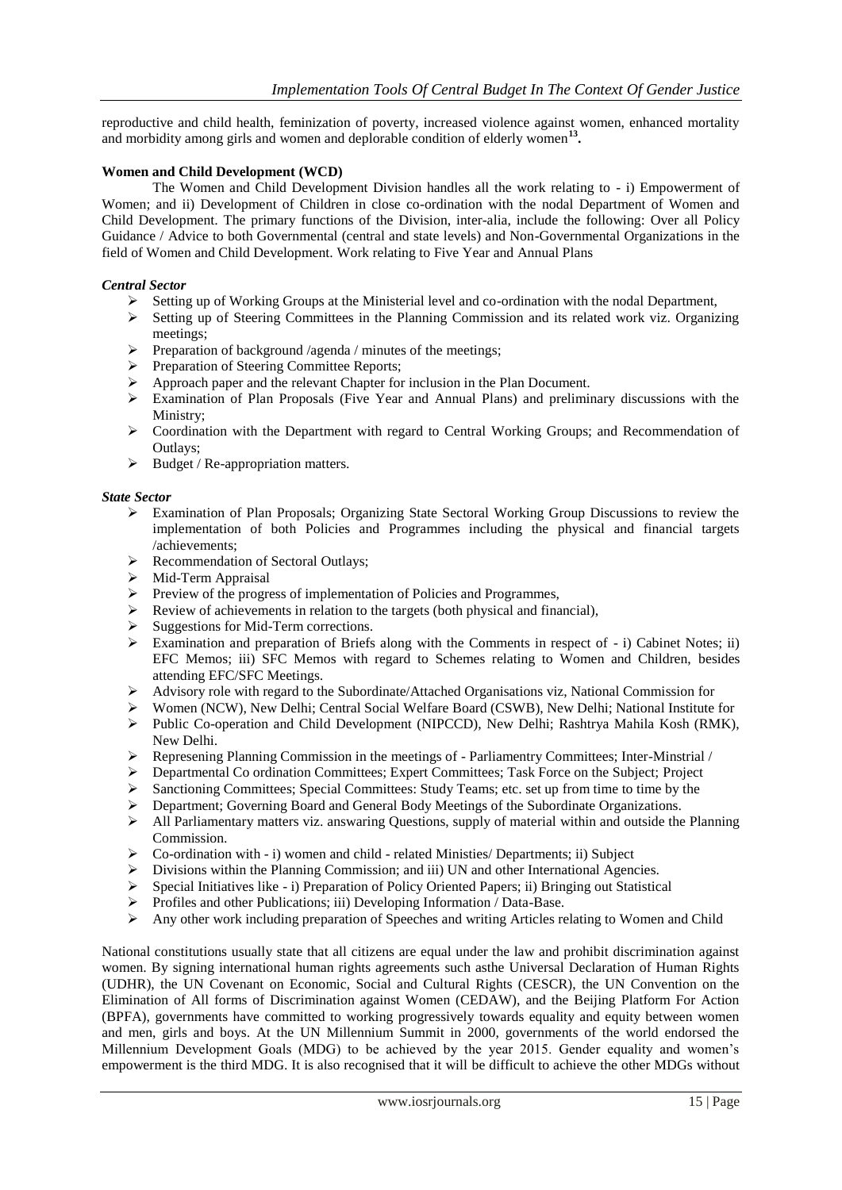reproductive and child health, feminization of poverty, increased violence against women, enhanced mortality and morbidity among girls and women and deplorable condition of elderly women[13].

**Women and Child Development (WCD)**

The Women and Child Development Division handles all the work relating to - i) Empowerment of Women; and ii) Development of Children in close co-ordination with the nodal Department of Women and Child Development. The primary functions of the Division, inter-alia, include the following: Over all Policy Guidance / Advice to both Governmental (central and state levels) and Non-Governmental Organizations in the field of Women and Child Development. Work relating to Five Year and Annual Plans

***Central Sector***

- Setting up of Working Groups at the Ministerial level and co-ordination with the nodal Department,
- Setting up of Steering Committees in the Planning Commission and its related work viz. Organizing meetings;
- Preparation of background /agenda / minutes of the meetings;
- Preparation of Steering Committee Reports;
- Approach paper and the relevant Chapter for inclusion in the Plan Document.
- Examination of Plan Proposals (Five Year and Annual Plans) and preliminary discussions with the Ministry;
- Coordination with the Department with regard to Central Working Groups; and Recommendation of Outlays;
- Budget / Re-appropriation matters.

***State Sector***

- Examination of Plan Proposals; Organizing State Sectoral Working Group Discussions to review the implementation of both Policies and Programmes including the physical and financial targets /achievements;
- Recommendation of Sectoral Outlays;
- Mid-Term Appraisal
- Preview of the progress of implementation of Policies and Programmes,
- Review of achievements in relation to the targets (both physical and financial),
- Suggestions for Mid-Term corrections.
- Examination and preparation of Briefs along with the Comments in respect of - i) Cabinet Notes; ii) EFC Memos; iii) SFC Memos with regard to Schemes relating to Women and Children, besides attending EFC/SFC Meetings.
- Advisory role with regard to the Subordinate/Attached Organisations viz, National Commission for
- Women (NCW), New Delhi; Central Social Welfare Board (CSWB), New Delhi; National Institute for
- Public Co-operation and Child Development (NIPCCD), New Delhi; Rashtrya Mahila Kosh (RMK), New Delhi.
- Represening Planning Commission in the meetings of - Parliamentry Committees; Inter-Minstrial /
- Departmental Co ordination Committees; Expert Committees; Task Force on the Subject; Project
- Sanctioning Committees; Special Committees: Study Teams; etc. set up from time to time by the
- Department; Governing Board and General Body Meetings of the Subordinate Organizations.
- All Parliamentary matters viz. answaring Questions, supply of material within and outside the Planning Commission.
- Co-ordination with - i) women and child - related Ministies/ Departments; ii) Subject
- Divisions within the Planning Commission; and iii) UN and other International Agencies.
- Special Initiatives like - i) Preparation of Policy Oriented Papers; ii) Bringing out Statistical
- Profiles and other Publications; iii) Developing Information / Data-Base.
- Any other work including preparation of Speeches and writing Articles relating to Women and Child

National constitutions usually state that all citizens are equal under the law and prohibit discrimination against women. By signing international human rights agreements such asthe Universal Declaration of Human Rights (UDHR), the UN Covenant on Economic, Social and Cultural Rights (CESCR), the UN Convention on the Elimination of All forms of Discrimination against Women (CEDAW), and the Beijing Platform For Action (BPFA), governments have committed to working progressively towards equality and equity between women and men, girls and boys. At the UN Millennium Summit in 2000, governments of the world endorsed the Millennium Development Goals (MDG) to be achieved by the year 2015. Gender equality and women's empowerment is the third MDG. It is also recognised that it will be difficult to achieve the other MDGs without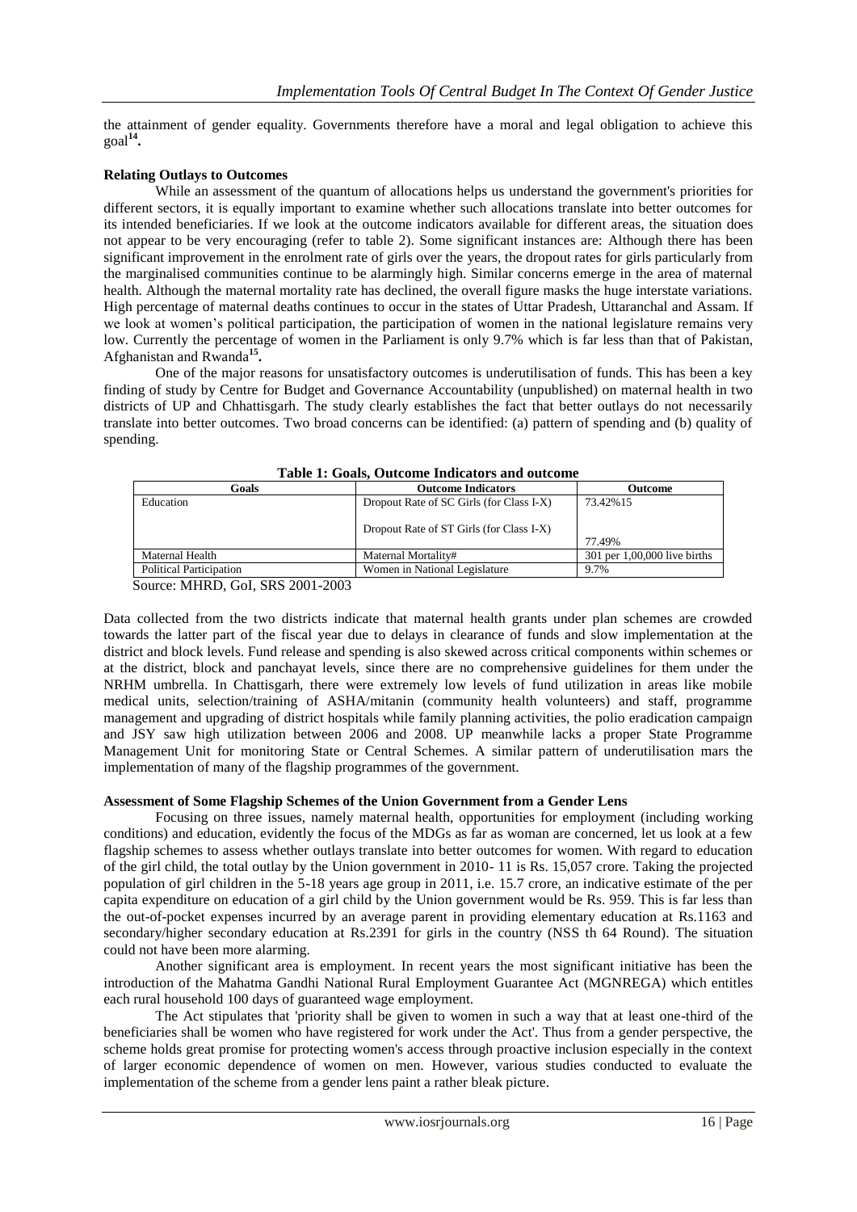the attainment of gender equality. Governments therefore have a moral and legal obligation to achieve this goal[14].

**Relating Outlays to Outcomes**

While an assessment of the quantum of allocations helps us understand the government's priorities for different sectors, it is equally important to examine whether such allocations translate into better outcomes for its intended beneficiaries. If we look at the outcome indicators available for different areas, the situation does not appear to be very encouraging (refer to table 2). Some significant instances are: Although there has been significant improvement in the enrolment rate of girls over the years, the dropout rates for girls particularly from the marginalised communities continue to be alarmingly high. Similar concerns emerge in the area of maternal health. Although the maternal mortality rate has declined, the overall figure masks the huge interstate variations. High percentage of maternal deaths continues to occur in the states of Uttar Pradesh, Uttaranchal and Assam. If we look at women's political participation, the participation of women in the national legislature remains very low. Currently the percentage of women in the Parliament is only 9.7% which is far less than that of Pakistan, Afghanistan and Rwanda[15].

One of the major reasons for unsatisfactory outcomes is underutilisation of funds. This has been a key finding of study by Centre for Budget and Governance Accountability (unpublished) on maternal health in two districts of UP and Chhattisgarh. The study clearly establishes the fact that better outlays do not necessarily translate into better outcomes. Two broad concerns can be identified: (a) pattern of spending and (b) quality of spending.

**Table 1: Goals, Outcome Indicators and outcome**

| Goals | Outcome Indicators | Outcome |
|---|---|---|
| Education | Dropout Rate of SC Girls (for Class I-X)<br><br>Dropout Rate of ST Girls (for Class I-X) | 73.42%15<br><br>77.49% |
| Maternal Health | Maternal Mortality# | 301 per 1,00,000 live births |
| Political Participation | Women in National Legislature | 9.7% |

Source: MHRD, GoI, SRS 2001-2003

Data collected from the two districts indicate that maternal health grants under plan schemes are crowded towards the latter part of the fiscal year due to delays in clearance of funds and slow implementation at the district and block levels. Fund release and spending is also skewed across critical components within schemes or at the district, block and panchayat levels, since there are no comprehensive guidelines for them under the NRHM umbrella. In Chattisgarh, there were extremely low levels of fund utilization in areas like mobile medical units, selection/training of ASHA/mitanin (community health volunteers) and staff, programme management and upgrading of district hospitals while family planning activities, the polio eradication campaign and JSY saw high utilization between 2006 and 2008. UP meanwhile lacks a proper State Programme Management Unit for monitoring State or Central Schemes. A similar pattern of underutilisation mars the implementation of many of the flagship programmes of the government.

**Assessment of Some Flagship Schemes of the Union Government from a Gender Lens**

Focusing on three issues, namely maternal health, opportunities for employment (including working conditions) and education, evidently the focus of the MDGs as far as woman are concerned, let us look at a few flagship schemes to assess whether outlays translate into better outcomes for women. With regard to education of the girl child, the total outlay by the Union government in 2010- 11 is Rs. 15,057 crore. Taking the projected population of girl children in the 5-18 years age group in 2011, i.e. 15.7 crore, an indicative estimate of the per capita expenditure on education of a girl child by the Union government would be Rs. 959. This is far less than the out-of-pocket expenses incurred by an average parent in providing elementary education at Rs.1163 and secondary/higher secondary education at Rs.2391 for girls in the country (NSS th 64 Round). The situation could not have been more alarming.

Another significant area is employment. In recent years the most significant initiative has been the introduction of the Mahatma Gandhi National Rural Employment Guarantee Act (MGNREGA) which entitles each rural household 100 days of guaranteed wage employment.

The Act stipulates that 'priority shall be given to women in such a way that at least one-third of the beneficiaries shall be women who have registered for work under the Act'. Thus from a gender perspective, the scheme holds great promise for protecting women's access through proactive inclusion especially in the context of larger economic dependence of women on men. However, various studies conducted to evaluate the implementation of the scheme from a gender lens paint a rather bleak picture.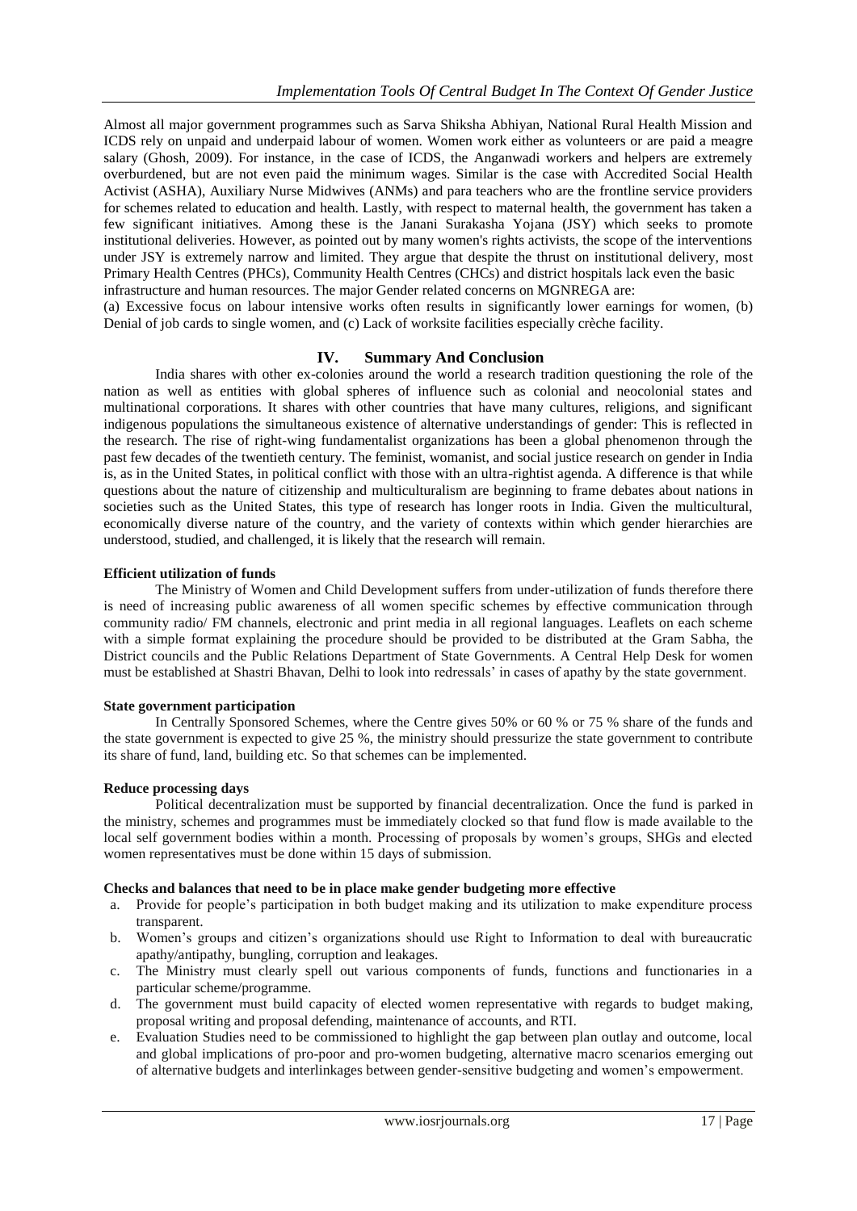Almost all major government programmes such as Sarva Shiksha Abhiyan, National Rural Health Mission and ICDS rely on unpaid and underpaid labour of women. Women work either as volunteers or are paid a meagre salary (Ghosh, 2009). For instance, in the case of ICDS, the Anganwadi workers and helpers are extremely overburdened, but are not even paid the minimum wages. Similar is the case with Accredited Social Health Activist (ASHA), Auxiliary Nurse Midwives (ANMs) and para teachers who are the frontline service providers for schemes related to education and health. Lastly, with respect to maternal health, the government has taken a few significant initiatives. Among these is the Janani Surakasha Yojana (JSY) which seeks to promote institutional deliveries. However, as pointed out by many women's rights activists, the scope of the interventions under JSY is extremely narrow and limited. They argue that despite the thrust on institutional delivery, most Primary Health Centres (PHCs), Community Health Centres (CHCs) and district hospitals lack even the basic infrastructure and human resources. The major Gender related concerns on MGNREGA are:

(a) Excessive focus on labour intensive works often results in significantly lower earnings for women, (b) Denial of job cards to single women, and (c) Lack of worksite facilities especially crèche facility.

## IV. Summary And Conclusion

India shares with other ex-colonies around the world a research tradition questioning the role of the nation as well as entities with global spheres of influence such as colonial and neocolonial states and multinational corporations. It shares with other countries that have many cultures, religions, and significant indigenous populations the simultaneous existence of alternative understandings of gender: This is reflected in the research. The rise of right-wing fundamentalist organizations has been a global phenomenon through the past few decades of the twentieth century. The feminist, womanist, and social justice research on gender in India is, as in the United States, in political conflict with those with an ultra-rightist agenda. A difference is that while questions about the nature of citizenship and multiculturalism are beginning to frame debates about nations in societies such as the United States, this type of research has longer roots in India. Given the multicultural, economically diverse nature of the country, and the variety of contexts within which gender hierarchies are understood, studied, and challenged, it is likely that the research will remain.

**Efficient utilization of funds**

The Ministry of Women and Child Development suffers from under-utilization of funds therefore there is need of increasing public awareness of all women specific schemes by effective communication through community radio/ FM channels, electronic and print media in all regional languages. Leaflets on each scheme with a simple format explaining the procedure should be provided to be distributed at the Gram Sabha, the District councils and the Public Relations Department of State Governments. A Central Help Desk for women must be established at Shastri Bhavan, Delhi to look into redressals' in cases of apathy by the state government.

**State government participation**

In Centrally Sponsored Schemes, where the Centre gives 50% or 60 % or 75 % share of the funds and the state government is expected to give 25 %, the ministry should pressurize the state government to contribute its share of fund, land, building etc. So that schemes can be implemented.

**Reduce processing days**

Political decentralization must be supported by financial decentralization. Once the fund is parked in the ministry, schemes and programmes must be immediately clocked so that fund flow is made available to the local self government bodies within a month. Processing of proposals by women's groups, SHGs and elected women representatives must be done within 15 days of submission.

**Checks and balances that need to be in place make gender budgeting more effective**

a. Provide for people's participation in both budget making and its utilization to make expenditure process transparent.
b. Women's groups and citizen's organizations should use Right to Information to deal with bureaucratic apathy/antipathy, bungling, corruption and leakages.
c. The Ministry must clearly spell out various components of funds, functions and functionaries in a particular scheme/programme.
d. The government must build capacity of elected women representative with regards to budget making, proposal writing and proposal defending, maintenance of accounts, and RTI.
e. Evaluation Studies need to be commissioned to highlight the gap between plan outlay and outcome, local and global implications of pro-poor and pro-women budgeting, alternative macro scenarios emerging out of alternative budgets and interlinkages between gender-sensitive budgeting and women's empowerment.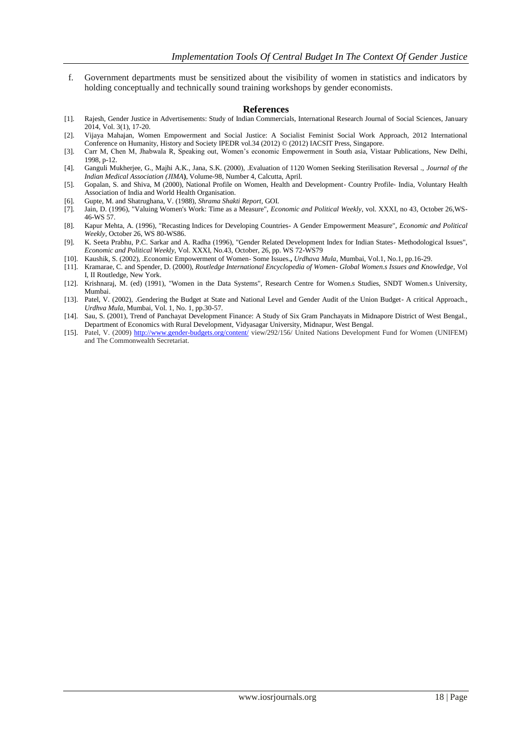f. Government departments must be sensitized about the visibility of women in statistics and indicators by holding conceptually and technically sound training workshops by gender economists.

## References

[1]. Rajesh, Gender Justice in Advertisements: Study of Indian Commercials, International Research Journal of Social Sciences, January 2014, Vol. 3(1), 17-20.

[2]. Vijaya Mahajan, Women Empowerment and Social Justice: A Socialist Feminist Social Work Approach, 2012 International Conference on Humanity, History and Society IPEDR vol.34 (2012) © (2012) IACSIT Press, Singapore.

[3]. Carr M, Chen M, Jhabwala R, Speaking out, Women's economic Empowerment in South asia, Vistaar Publications, New Delhi, 1998, p-12.

[4]. Ganguli Mukherjee, G., Majhi A.K., Jana, S.K. (2000), .Evaluation of 1120 Women Seeking Sterilisation Reversal ., *Journal of the Indian Medical Association (JIMA)*, Volume-98, Number 4, Calcutta, April.

[5]. Gopalan, S. and Shiva, M (2000), National Profile on Women, Health and Development- Country Profile- India, Voluntary Health Association of India and World Health Organisation.

[6]. Gupte, M. and Shatrughana, V. (1988), *Shrama Shakti Report*, GOI.

[7]. Jain, D. (1996), "Valuing Women's Work: Time as a Measure", *Economic and Political Weekly*, vol. XXXI, no 43, October 26,WS-46-WS 57.

[8]. Kapur Mehta, A. (1996), "Recasting Indices for Developing Countries- A Gender Empowerment Measure", *Economic and Political Weekly*, October 26, WS 80-WS86.

[9]. K. Seeta Prabhu, P.C. Sarkar and A. Radha (1996), "Gender Related Development Index for Indian States- Methodological Issues", *Economic and Political Weekly*, Vol. XXXI, No.43, October, 26, pp. WS 72-WS79

[10]. Kaushik, S. (2002), .Economic Empowerment of Women- Some Issues., *Urdhava Mula*, Mumbai, Vol.1, No.1, pp.16-29.

[11]. Kramarae, C. and Spender, D. (2000), *Routledge International Encyclopedia of Women- Global Women.s Issues and Knowledge*, Vol I, II Routledge, New York.

[12]. Krishnaraj, M. (ed) (1991), "Women in the Data Systems", Research Centre for Women.s Studies, SNDT Women.s University, Mumbai.

[13]. Patel, V. (2002), .Gendering the Budget at State and National Level and Gender Audit of the Union Budget- A critical Approach., *Urdhva Mula*, Mumbai, Vol. 1, No. 1, pp.30-57.

[14]. Sau, S. (2001), Trend of Panchayat Development Finance: A Study of Six Gram Panchayats in Midnapore District of West Bengal., Department of Economics with Rural Development, Vidyasagar University, Midnapur, West Bengal.

[15]. Patel, V. (2009) http://www.gender-budgets.org/content/ view/292/156/ United Nations Development Fund for Women (UNIFEM) and The Commonwealth Secretariat.